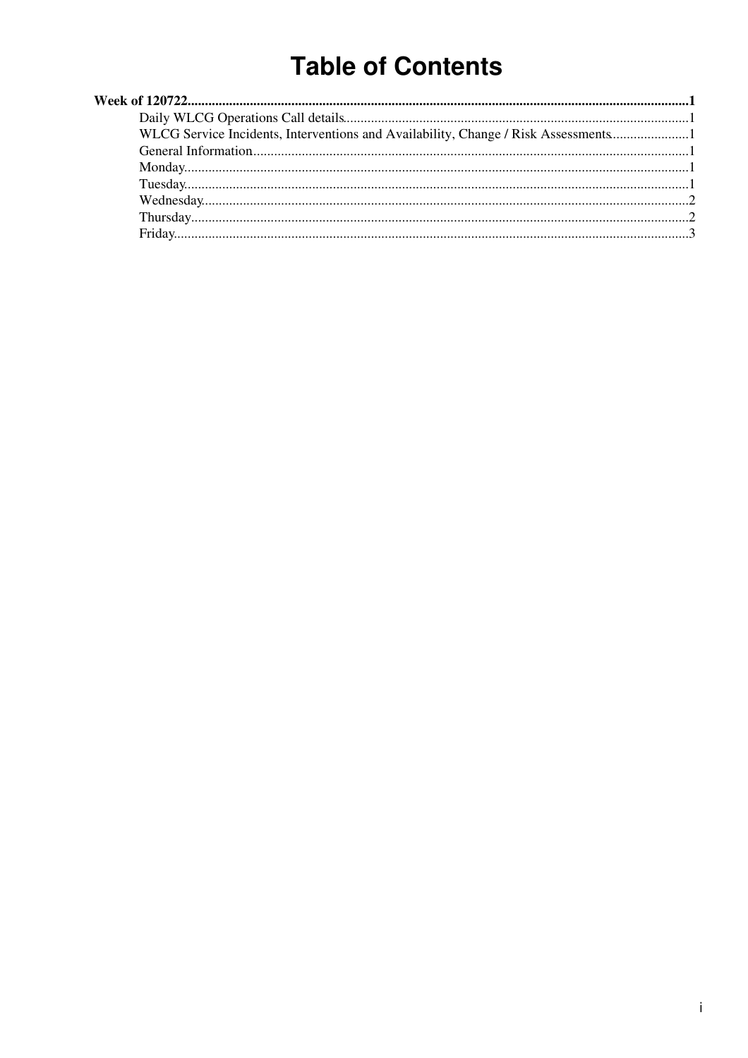# Table of Contents

**Week of 120722**......................................................................................................................................**1**

- Daily WLCG Operations Call details..................................................................................................1
- WLCG Service Incidents, Interventions and Availability, Change / Risk Assessments......................1
- General Information............................................................................................................................1
- Monday................................................................................................................................................1
- Tuesday...............................................................................................................................................1
- Wednesday..........................................................................................................................................2
- Thursday.............................................................................................................................................2
- Friday..................................................................................................................................................3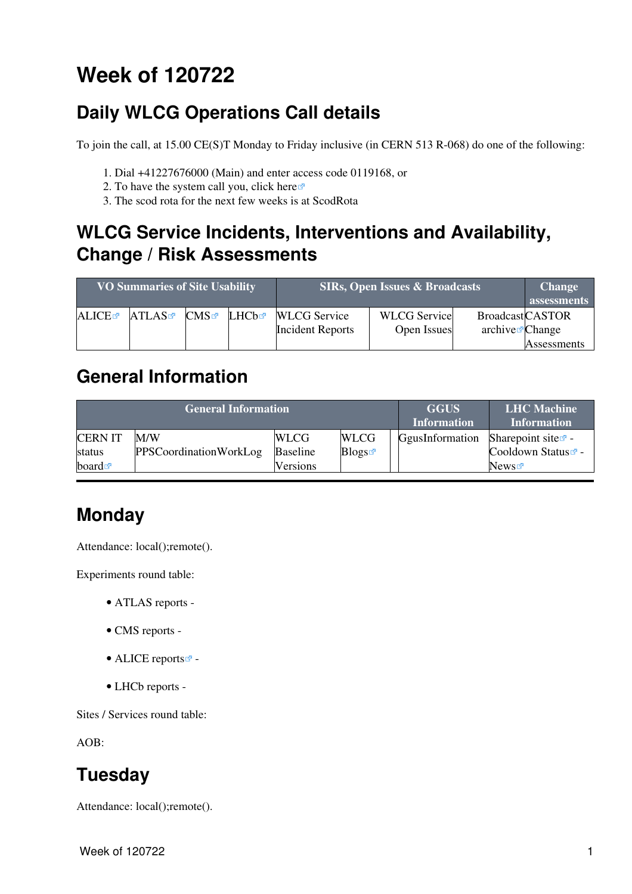# Week of 120722

## Daily WLCG Operations Call details

To join the call, at 15.00 CE(S)T Monday to Friday inclusive (in CERN 513 R-068) do one of the following:

1. Dial +41227676000 (Main) and enter access code 0119168, or
2. To have the system call you, click here
3. The scod rota for the next few weeks is at ScodRota

## WLCG Service Incidents, Interventions and Availability, Change / Risk Assessments

| VO Summaries of Site Usability | | | | SIRs, Open Issues & Broadcasts | | | Change assessments |
|---|---|---|---|---|---|---|---|
| ALICE | ATLAS | CMS | LHCb | WLCG Service Incident Reports | WLCG Service Open Issues | Broadcast archive | CASTOR Change Assessments |

## General Information

| General Information | | | | | GGUS Information | LHC Machine Information |
|---|---|---|---|---|---|---|
| CERN IT status board | M/W PPSCoordinationWorkLog | WLCG Baseline Versions | WLCG Blogs | | GgusInformation | Sharepoint site - Cooldown Status - News |

---

## Monday

Attendance: local();remote().

Experiments round table:

- ATLAS reports -
- CMS reports -
- ALICE reports -
- LHCb reports -

Sites / Services round table:

AOB:

## Tuesday

Attendance: local();remote().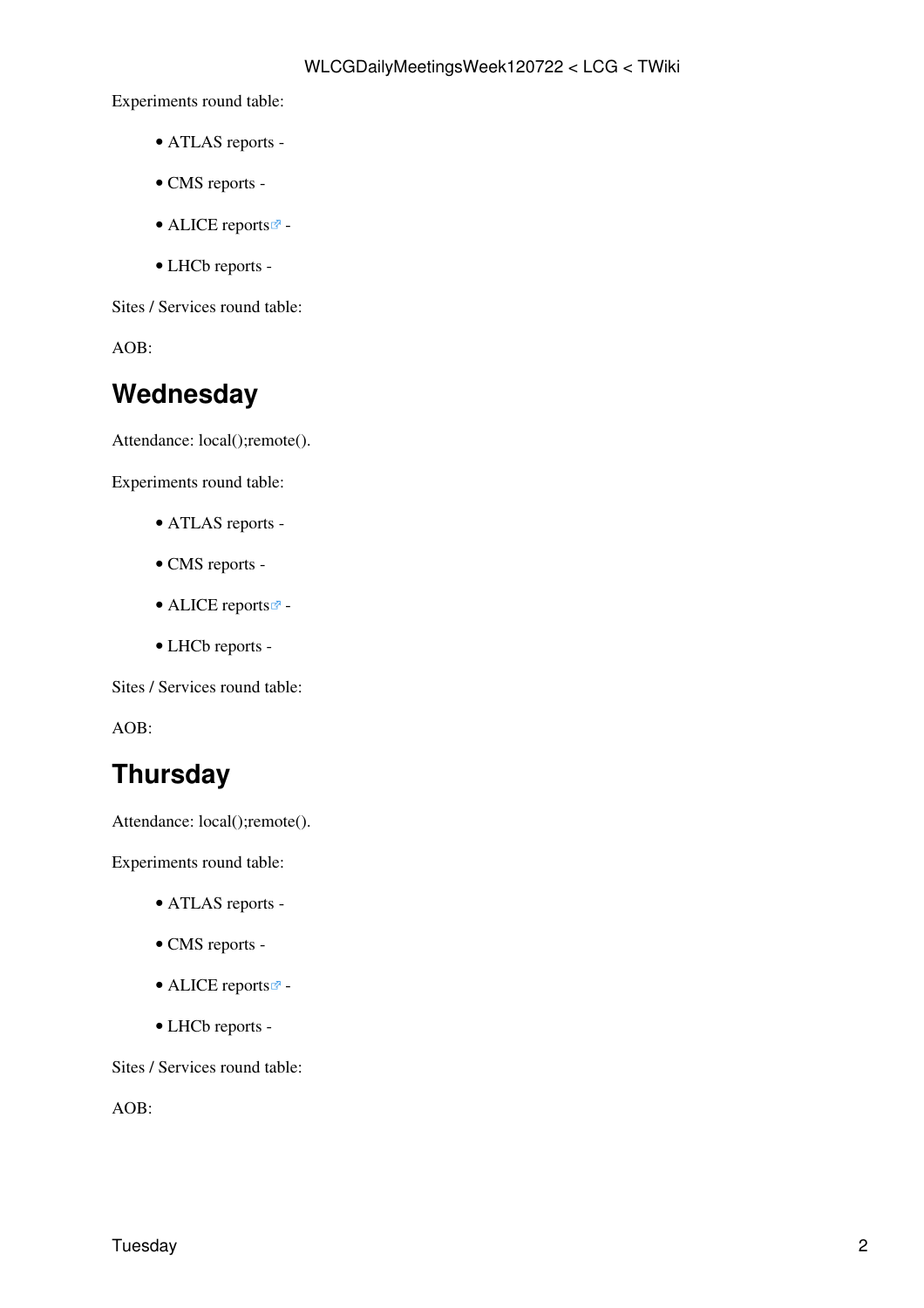Experiments round table:

- ATLAS reports -
- CMS reports -
- ALICE reports -
- LHCb reports -

Sites / Services round table:

AOB:

## Wednesday

Attendance: local();remote().

Experiments round table:

- ATLAS reports -
- CMS reports -
- ALICE reports -
- LHCb reports -

Sites / Services round table:

AOB:

## Thursday

Attendance: local();remote().

Experiments round table:

- ATLAS reports -
- CMS reports -
- ALICE reports -
- LHCb reports -

Sites / Services round table:

AOB: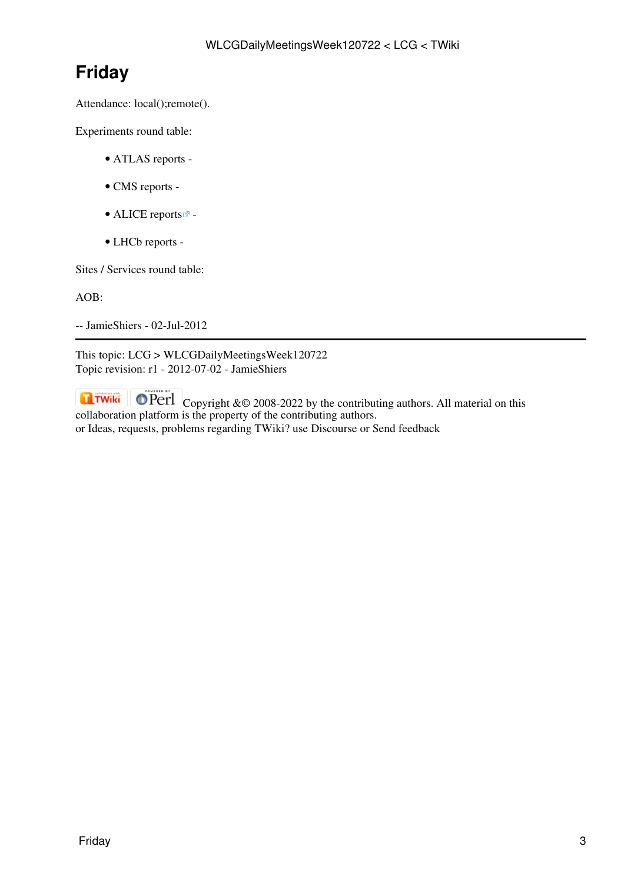# Friday

Attendance: local();remote().

Experiments round table:

- ATLAS reports -
- CMS reports -
- ALICE reports -
- LHCb reports -

Sites / Services round table:

AOB:

-- JamieShiers - 02-Jul-2012

---

This topic: LCG > WLCGDailyMeetingsWeek120722
Topic revision: r1 - 2012-07-02 - JamieShiers

Copyright &© 2008-2022 by the contributing authors. All material on this collaboration platform is the property of the contributing authors.
or Ideas, requests, problems regarding TWiki? use Discourse or Send feedback